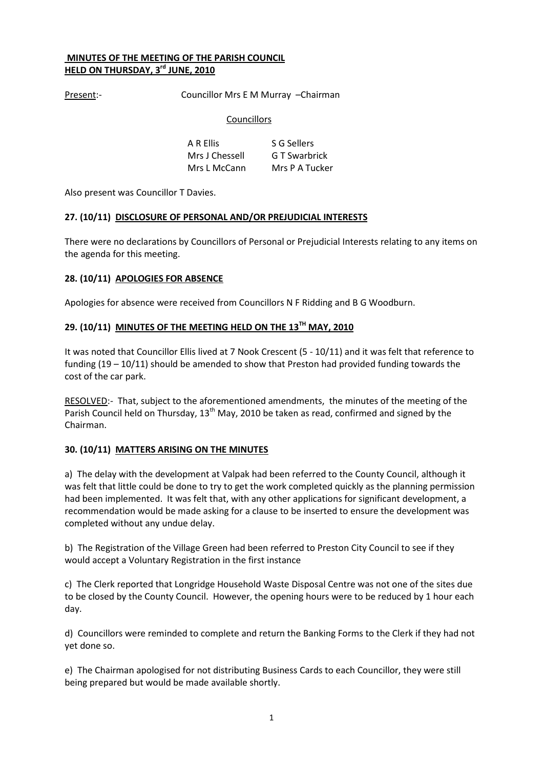**MINUTES OF THE MEETING OF THE PARISH COUNCIL**
**HELD ON THURSDAY, 3rd JUNE, 2010**

Present:- Councillor Mrs E M Murray –Chairman

Councillors

| | |
|---|---|
| A R Ellis | S G Sellers |
| Mrs J Chessell | G T Swarbrick |
| Mrs L McCann | Mrs P A Tucker |

Also present was Councillor T Davies.

**27. (10/11) DISCLOSURE OF PERSONAL AND/OR PREJUDICIAL INTERESTS**

There were no declarations by Councillors of Personal or Prejudicial Interests relating to any items on the agenda for this meeting.

**28. (10/11) APOLOGIES FOR ABSENCE**

Apologies for absence were received from Councillors N F Ridding and B G Woodburn.

**29. (10/11) MINUTES OF THE MEETING HELD ON THE 13TH MAY, 2010**

It was noted that Councillor Ellis lived at 7 Nook Crescent (5 - 10/11) and it was felt that reference to funding (19 – 10/11) should be amended to show that Preston had provided funding towards the cost of the car park.

RESOLVED:- That, subject to the aforementioned amendments, the minutes of the meeting of the Parish Council held on Thursday, 13th May, 2010 be taken as read, confirmed and signed by the Chairman.

**30. (10/11) MATTERS ARISING ON THE MINUTES**

a) The delay with the development at Valpak had been referred to the County Council, although it was felt that little could be done to try to get the work completed quickly as the planning permission had been implemented. It was felt that, with any other applications for significant development, a recommendation would be made asking for a clause to be inserted to ensure the development was completed without any undue delay.

b) The Registration of the Village Green had been referred to Preston City Council to see if they would accept a Voluntary Registration in the first instance

c) The Clerk reported that Longridge Household Waste Disposal Centre was not one of the sites due to be closed by the County Council. However, the opening hours were to be reduced by 1 hour each day.

d) Councillors were reminded to complete and return the Banking Forms to the Clerk if they had not yet done so.

e) The Chairman apologised for not distributing Business Cards to each Councillor, they were still being prepared but would be made available shortly.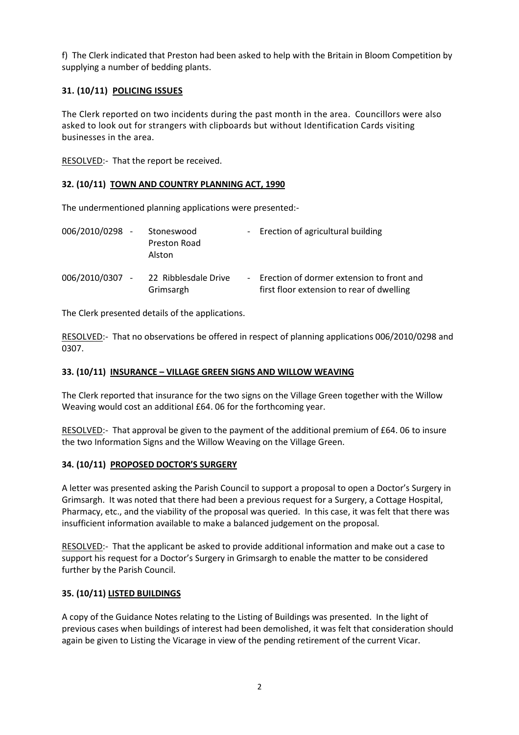f) The Clerk indicated that Preston had been asked to help with the Britain in Bloom Competition by supplying a number of bedding plants.

## 31. (10/11) POLICING ISSUES

The Clerk reported on two incidents during the past month in the area. Councillors were also asked to look out for strangers with clipboards but without Identification Cards visiting businesses in the area.

RESOLVED:- That the report be received.

## 32. (10/11) TOWN AND COUNTRY PLANNING ACT, 1990

The undermentioned planning applications were presented:-

| | | |
|---|---|---|
| 006/2010/0298 - | Stoneswood Preston Road Alston | - Erection of agricultural building |
| 006/2010/0307 - | 22 Ribblesdale Drive Grimsargh | - Erection of dormer extension to front and first floor extension to rear of dwelling |

The Clerk presented details of the applications.

RESOLVED:- That no observations be offered in respect of planning applications 006/2010/0298 and 0307.

## 33. (10/11) INSURANCE – VILLAGE GREEN SIGNS AND WILLOW WEAVING

The Clerk reported that insurance for the two signs on the Village Green together with the Willow Weaving would cost an additional £64. 06 for the forthcoming year.

RESOLVED:- That approval be given to the payment of the additional premium of £64. 06 to insure the two Information Signs and the Willow Weaving on the Village Green.

## 34. (10/11) PROPOSED DOCTOR'S SURGERY

A letter was presented asking the Parish Council to support a proposal to open a Doctor's Surgery in Grimsargh. It was noted that there had been a previous request for a Surgery, a Cottage Hospital, Pharmacy, etc., and the viability of the proposal was queried. In this case, it was felt that there was insufficient information available to make a balanced judgement on the proposal.

RESOLVED:- That the applicant be asked to provide additional information and make out a case to support his request for a Doctor's Surgery in Grimsargh to enable the matter to be considered further by the Parish Council.

## 35. (10/11) LISTED BUILDINGS

A copy of the Guidance Notes relating to the Listing of Buildings was presented. In the light of previous cases when buildings of interest had been demolished, it was felt that consideration should again be given to Listing the Vicarage in view of the pending retirement of the current Vicar.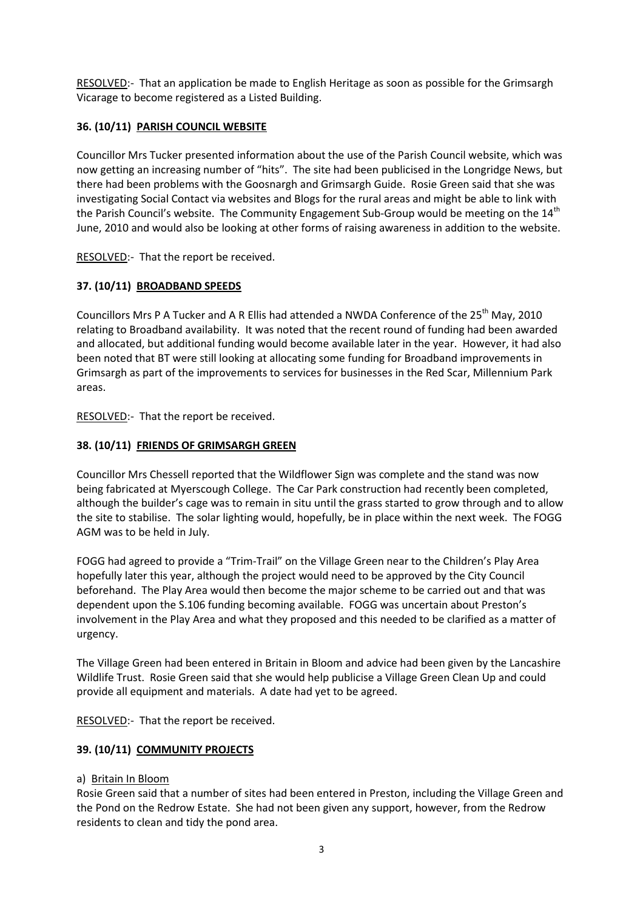RESOLVED:- That an application be made to English Heritage as soon as possible for the Grimsargh Vicarage to become registered as a Listed Building.

**36. (10/11) PARISH COUNCIL WEBSITE**

Councillor Mrs Tucker presented information about the use of the Parish Council website, which was now getting an increasing number of "hits". The site had been publicised in the Longridge News, but there had been problems with the Goosnargh and Grimsargh Guide. Rosie Green said that she was investigating Social Contact via websites and Blogs for the rural areas and might be able to link with the Parish Council's website. The Community Engagement Sub-Group would be meeting on the 14th June, 2010 and would also be looking at other forms of raising awareness in addition to the website.

RESOLVED:- That the report be received.

**37. (10/11) BROADBAND SPEEDS**

Councillors Mrs P A Tucker and A R Ellis had attended a NWDA Conference of the 25th May, 2010 relating to Broadband availability. It was noted that the recent round of funding had been awarded and allocated, but additional funding would become available later in the year. However, it had also been noted that BT were still looking at allocating some funding for Broadband improvements in Grimsargh as part of the improvements to services for businesses in the Red Scar, Millennium Park areas.

RESOLVED:- That the report be received.

**38. (10/11) FRIENDS OF GRIMSARGH GREEN**

Councillor Mrs Chessell reported that the Wildflower Sign was complete and the stand was now being fabricated at Myerscough College. The Car Park construction had recently been completed, although the builder's cage was to remain in situ until the grass started to grow through and to allow the site to stabilise. The solar lighting would, hopefully, be in place within the next week. The FOGG AGM was to be held in July.

FOGG had agreed to provide a "Trim-Trail" on the Village Green near to the Children's Play Area hopefully later this year, although the project would need to be approved by the City Council beforehand. The Play Area would then become the major scheme to be carried out and that was dependent upon the S.106 funding becoming available. FOGG was uncertain about Preston's involvement in the Play Area and what they proposed and this needed to be clarified as a matter of urgency.

The Village Green had been entered in Britain in Bloom and advice had been given by the Lancashire Wildlife Trust. Rosie Green said that she would help publicise a Village Green Clean Up and could provide all equipment and materials. A date had yet to be agreed.

RESOLVED:- That the report be received.

**39. (10/11) COMMUNITY PROJECTS**

a) Britain In Bloom

Rosie Green said that a number of sites had been entered in Preston, including the Village Green and the Pond on the Redrow Estate. She had not been given any support, however, from the Redrow residents to clean and tidy the pond area.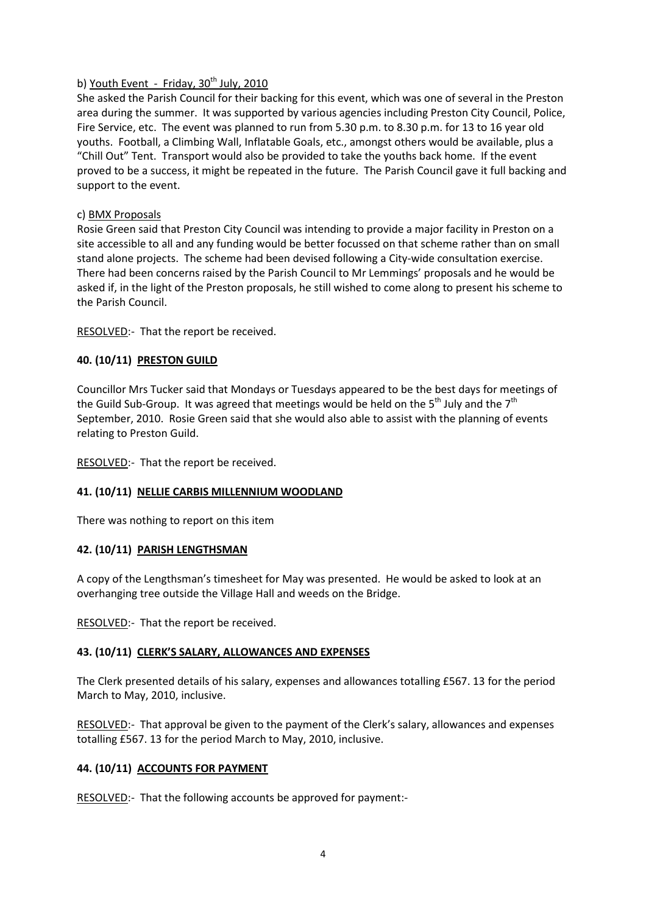b) Youth Event - Friday, 30th July, 2010

She asked the Parish Council for their backing for this event, which was one of several in the Preston area during the summer. It was supported by various agencies including Preston City Council, Police, Fire Service, etc. The event was planned to run from 5.30 p.m. to 8.30 p.m. for 13 to 16 year old youths. Football, a Climbing Wall, Inflatable Goals, etc., amongst others would be available, plus a "Chill Out" Tent. Transport would also be provided to take the youths back home. If the event proved to be a success, it might be repeated in the future. The Parish Council gave it full backing and support to the event.

c) BMX Proposals

Rosie Green said that Preston City Council was intending to provide a major facility in Preston on a site accessible to all and any funding would be better focussed on that scheme rather than on small stand alone projects. The scheme had been devised following a City-wide consultation exercise. There had been concerns raised by the Parish Council to Mr Lemmings' proposals and he would be asked if, in the light of the Preston proposals, he still wished to come along to present his scheme to the Parish Council.

RESOLVED:- That the report be received.

## 40. (10/11) PRESTON GUILD

Councillor Mrs Tucker said that Mondays or Tuesdays appeared to be the best days for meetings of the Guild Sub-Group. It was agreed that meetings would be held on the 5th July and the 7th September, 2010. Rosie Green said that she would also able to assist with the planning of events relating to Preston Guild.

RESOLVED:- That the report be received.

## 41. (10/11) NELLIE CARBIS MILLENNIUM WOODLAND

There was nothing to report on this item

## 42. (10/11) PARISH LENGTHSMAN

A copy of the Lengthsman's timesheet for May was presented. He would be asked to look at an overhanging tree outside the Village Hall and weeds on the Bridge.

RESOLVED:- That the report be received.

## 43. (10/11) CLERK'S SALARY, ALLOWANCES AND EXPENSES

The Clerk presented details of his salary, expenses and allowances totalling £567. 13 for the period March to May, 2010, inclusive.

RESOLVED:- That approval be given to the payment of the Clerk's salary, allowances and expenses totalling £567. 13 for the period March to May, 2010, inclusive.

## 44. (10/11) ACCOUNTS FOR PAYMENT

RESOLVED:- That the following accounts be approved for payment:-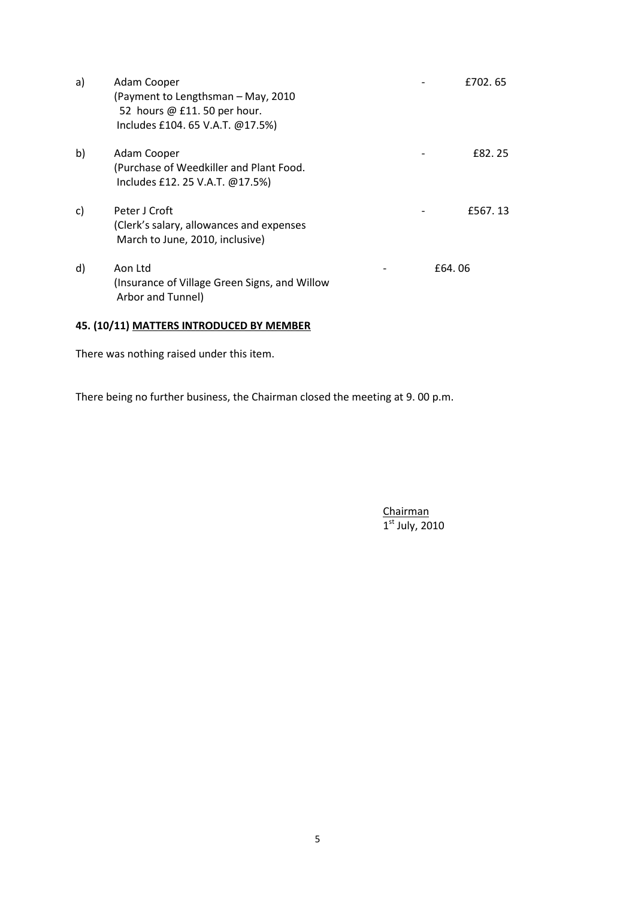a) Adam Cooper - £702. 65
(Payment to Lengthsman – May, 2010
52 hours @ £11. 50 per hour.
Includes £104. 65 V.A.T. @17.5%)

b) Adam Cooper - £82. 25
(Purchase of Weedkiller and Plant Food.
Includes £12. 25 V.A.T. @17.5%)

c) Peter J Croft - £567. 13
(Clerk's salary, allowances and expenses
March to June, 2010, inclusive)

d) Aon Ltd - £64. 06
(Insurance of Village Green Signs, and Willow
Arbor and Tunnel)

**45. (10/11) MATTERS INTRODUCED BY MEMBER**

There was nothing raised under this item.

There being no further business, the Chairman closed the meeting at 9. 00 p.m.

Chairman
1st July, 2010